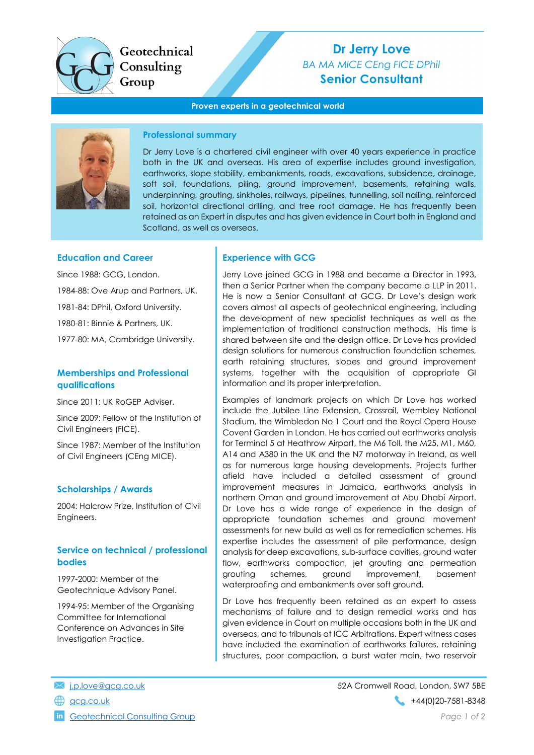Geotechnical Consulting Group

# Dr Jerry Love

*BA MA MICE CEng FICE DPhil*

**Senior Consultant**

**Proven experts in a geotechnical world**

## Professional summary

Dr Jerry Love is a chartered civil engineer with over 40 years experience in practice both in the UK and overseas. His area of expertise includes ground investigation, earthworks, slope stability, embankments, roads, excavations, subsidence, drainage, soft soil, foundations, piling, ground improvement, basements, retaining walls, underpinning, grouting, sinkholes, railways, pipelines, tunnelling, soil nailing, reinforced soil, horizontal directional drilling, and tree root damage. He has frequently been retained as an Expert in disputes and has given evidence in Court both in England and Scotland, as well as overseas.

## Education and Career

Since 1988: GCG, London.

1984-88: Ove Arup and Partners, UK.

1981-84: DPhil, Oxford University.

1980-81: Binnie & Partners, UK.

1977-80: MA, Cambridge University.

## Memberships and Professional qualifications

Since 2011: UK RoGEP Adviser.

Since 2009: Fellow of the Institution of Civil Engineers (FICE).

Since 1987: Member of the Institution of Civil Engineers (CEng MICE).

## Scholarships / Awards

2004: Halcrow Prize, Institution of Civil Engineers.

## Service on technical / professional bodies

1997-2000: Member of the Geotechnique Advisory Panel.

1994-95: Member of the Organising Committee for International Conference on Advances in Site Investigation Practice.

## Experience with GCG

Jerry Love joined GCG in 1988 and became a Director in 1993, then a Senior Partner when the company became a LLP in 2011. He is now a Senior Consultant at GCG. Dr Love's design work covers almost all aspects of geotechnical engineering, including the development of new specialist techniques as well as the implementation of traditional construction methods. His time is shared between site and the design office. Dr Love has provided design solutions for numerous construction foundation schemes, earth retaining structures, slopes and ground improvement systems, together with the acquisition of appropriate GI information and its proper interpretation.

Examples of landmark projects on which Dr Love has worked include the Jubilee Line Extension, Crossrail, Wembley National Stadium, the Wimbledon No 1 Court and the Royal Opera House Covent Garden in London. He has carried out earthworks analysis for Terminal 5 at Heathrow Airport, the M6 Toll, the M25, M1, M60, A14 and A380 in the UK and the N7 motorway in Ireland, as well as for numerous large housing developments. Projects further afield have included a detailed assessment of ground improvement measures in Jamaica, earthworks analysis in northern Oman and ground improvement at Abu Dhabi Airport. Dr Love has a wide range of experience in the design of appropriate foundation schemes and ground movement assessments for new build as well as for remediation schemes. His expertise includes the assessment of pile performance, design analysis for deep excavations, sub-surface cavities, ground water flow, earthworks compaction, jet grouting and permeation grouting schemes, ground improvement, basement waterproofing and embankments over soft ground.

Dr Love has frequently been retained as an expert to assess mechanisms of failure and to design remedial works and has given evidence in Court on multiple occasions both in the UK and overseas, and to tribunals at ICC Arbitrations. Expert witness cases have included the examination of earthworks failures, retaining structures, poor compaction, a burst water main, two reservoir

j.p.love@gcg.co.uk

gcg.co.uk

Geotechnical Consulting Group

52A Cromwell Road, London, SW7 5BE

+44(0)20-7581-8348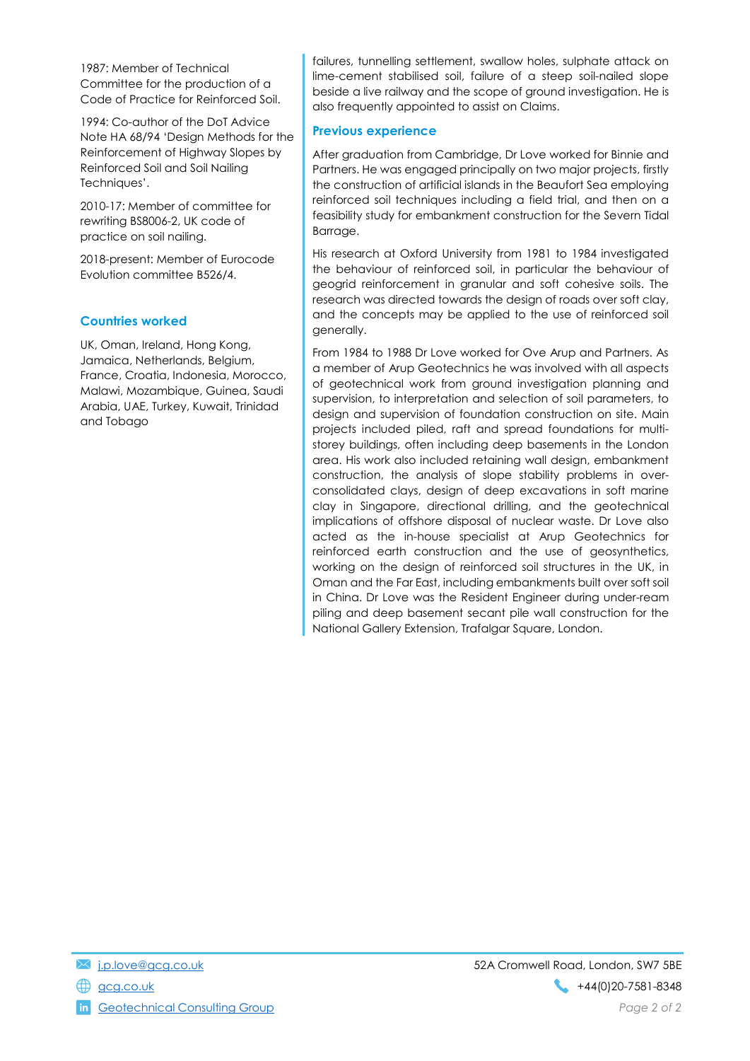1987: Member of Technical Committee for the production of a Code of Practice for Reinforced Soil.

1994: Co-author of the DoT Advice Note HA 68/94 'Design Methods for the Reinforcement of Highway Slopes by Reinforced Soil and Soil Nailing Techniques'.

2010-17: Member of committee for rewriting BS8006-2, UK code of practice on soil nailing.

2018-present: Member of Eurocode Evolution committee B526/4.

## Countries worked

UK, Oman, Ireland, Hong Kong, Jamaica, Netherlands, Belgium, France, Croatia, Indonesia, Morocco, Malawi, Mozambique, Guinea, Saudi Arabia, UAE, Turkey, Kuwait, Trinidad and Tobago

failures, tunnelling settlement, swallow holes, sulphate attack on lime-cement stabilised soil, failure of a steep soil-nailed slope beside a live railway and the scope of ground investigation. He is also frequently appointed to assist on Claims.

## Previous experience

After graduation from Cambridge, Dr Love worked for Binnie and Partners. He was engaged principally on two major projects, firstly the construction of artificial islands in the Beaufort Sea employing reinforced soil techniques including a field trial, and then on a feasibility study for embankment construction for the Severn Tidal Barrage.

His research at Oxford University from 1981 to 1984 investigated the behaviour of reinforced soil, in particular the behaviour of geogrid reinforcement in granular and soft cohesive soils. The research was directed towards the design of roads over soft clay, and the concepts may be applied to the use of reinforced soil generally.

From 1984 to 1988 Dr Love worked for Ove Arup and Partners. As a member of Arup Geotechnics he was involved with all aspects of geotechnical work from ground investigation planning and supervision, to interpretation and selection of soil parameters, to design and supervision of foundation construction on site. Main projects included piled, raft and spread foundations for multi-storey buildings, often including deep basements in the London area. His work also included retaining wall design, embankment construction, the analysis of slope stability problems in over-consolidated clays, design of deep excavations in soft marine clay in Singapore, directional drilling, and the geotechnical implications of offshore disposal of nuclear waste. Dr Love also acted as the in-house specialist at Arup Geotechnics for reinforced earth construction and the use of geosynthetics, working on the design of reinforced soil structures in the UK, in Oman and the Far East, including embankments built over soft soil in China. Dr Love was the Resident Engineer during under-ream piling and deep basement secant pile wall construction for the National Gallery Extension, Trafalgar Square, London.

j.p.love@gcg.co.uk

gcg.co.uk

Geotechnical Consulting Group

52A Cromwell Road, London, SW7 5BE

+44(0)20-7581-8348